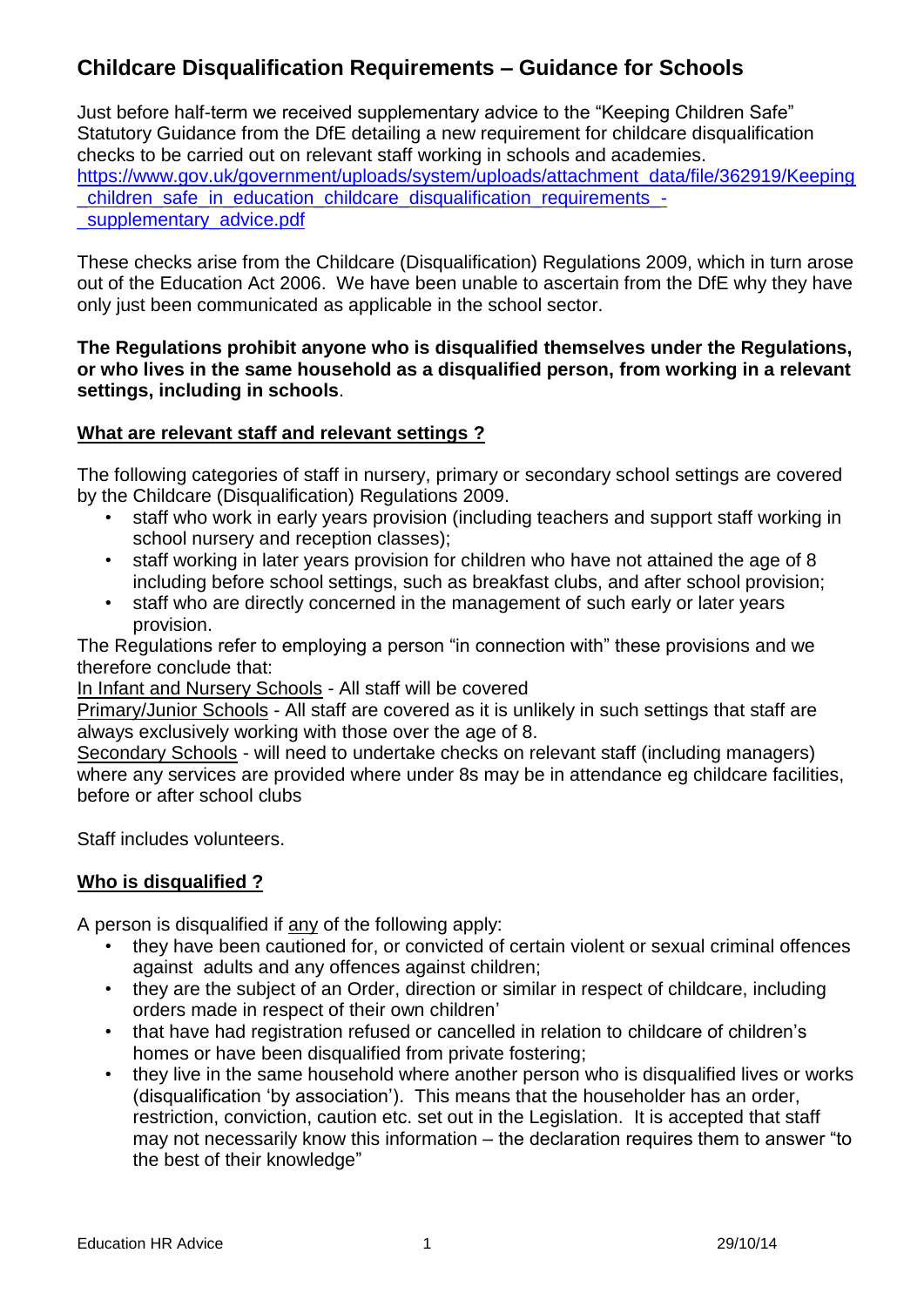# Childcare Disqualification Requirements – Guidance for Schools

Just before half-term we received supplementary advice to the "Keeping Children Safe" Statutory Guidance from the DfE detailing a new requirement for childcare disqualification checks to be carried out on relevant staff working in schools and academies.
https://www.gov.uk/government/uploads/system/uploads/attachment_data/file/362919/Keeping_children_safe_in_education_childcare_disqualification_requirements_-_supplementary_advice.pdf

These checks arise from the Childcare (Disqualification) Regulations 2009, which in turn arose out of the Education Act 2006. We have been unable to ascertain from the DfE why they have only just been communicated as applicable in the school sector.

**The Regulations prohibit anyone who is disqualified themselves under the Regulations, or who lives in the same household as a disqualified person, from working in a relevant settings, including in schools**.

## What are relevant staff and relevant settings ?

The following categories of staff in nursery, primary or secondary school settings are covered by the Childcare (Disqualification) Regulations 2009.

- staff who work in early years provision (including teachers and support staff working in school nursery and reception classes);
- staff working in later years provision for children who have not attained the age of 8 including before school settings, such as breakfast clubs, and after school provision;
- staff who are directly concerned in the management of such early or later years provision.

The Regulations refer to employing a person "in connection with" these provisions and we therefore conclude that:

In Infant and Nursery Schools - All staff will be covered

Primary/Junior Schools - All staff are covered as it is unlikely in such settings that staff are always exclusively working with those over the age of 8.

Secondary Schools - will need to undertake checks on relevant staff (including managers) where any services are provided where under 8s may be in attendance eg childcare facilities, before or after school clubs

Staff includes volunteers.

## Who is disqualified ?

A person is disqualified if any of the following apply:

- they have been cautioned for, or convicted of certain violent or sexual criminal offences against adults and any offences against children;
- they are the subject of an Order, direction or similar in respect of childcare, including orders made in respect of their own children'
- that have had registration refused or cancelled in relation to childcare of children's homes or have been disqualified from private fostering;
- they live in the same household where another person who is disqualified lives or works (disqualification 'by association'). This means that the householder has an order, restriction, conviction, caution etc. set out in the Legislation. It is accepted that staff may not necessarily know this information – the declaration requires them to answer "to the best of their knowledge"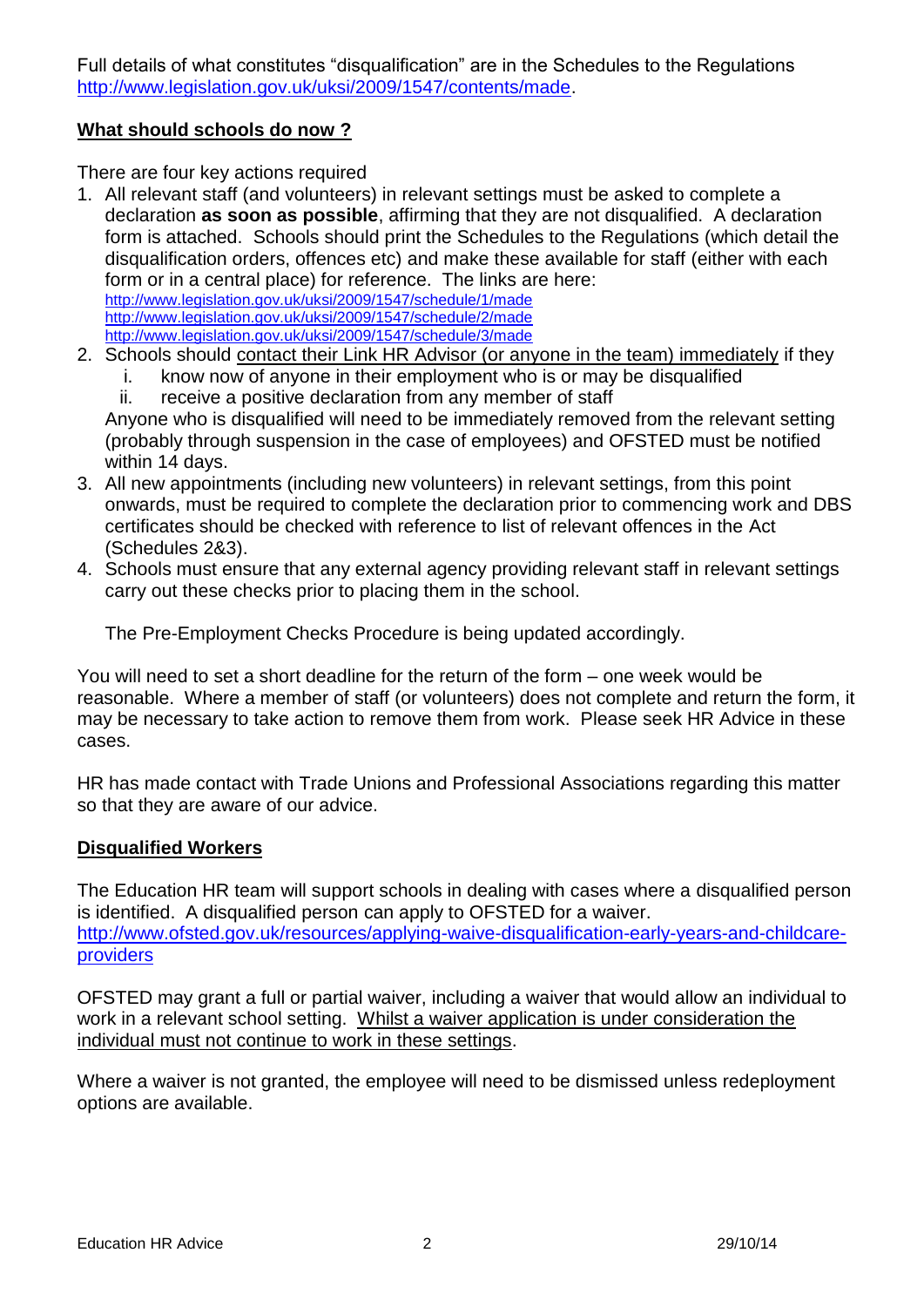Full details of what constitutes "disqualification" are in the Schedules to the Regulations http://www.legislation.gov.uk/uksi/2009/1547/contents/made.

## What should schools do now ?

There are four key actions required

1. All relevant staff (and volunteers) in relevant settings must be asked to complete a declaration **as soon as possible**, affirming that they are not disqualified. A declaration form is attached. Schools should print the Schedules to the Regulations (which detail the disqualification orders, offences etc) and make these available for staff (either with each form or in a central place) for reference. The links are here:
   http://www.legislation.gov.uk/uksi/2009/1547/schedule/1/made
   http://www.legislation.gov.uk/uksi/2009/1547/schedule/2/made
   http://www.legislation.gov.uk/uksi/2009/1547/schedule/3/made
2. Schools should contact their Link HR Advisor (or anyone in the team) immediately if they
   i. know now of anyone in their employment who is or may be disqualified
   ii. receive a positive declaration from any member of staff

   Anyone who is disqualified will need to be immediately removed from the relevant setting (probably through suspension in the case of employees) and OFSTED must be notified within 14 days.
3. All new appointments (including new volunteers) in relevant settings, from this point onwards, must be required to complete the declaration prior to commencing work and DBS certificates should be checked with reference to list of relevant offences in the Act (Schedules 2&3).
4. Schools must ensure that any external agency providing relevant staff in relevant settings carry out these checks prior to placing them in the school.

   The Pre-Employment Checks Procedure is being updated accordingly.

You will need to set a short deadline for the return of the form – one week would be reasonable. Where a member of staff (or volunteers) does not complete and return the form, it may be necessary to take action to remove them from work. Please seek HR Advice in these cases.

HR has made contact with Trade Unions and Professional Associations regarding this matter so that they are aware of our advice.

## Disqualified Workers

The Education HR team will support schools in dealing with cases where a disqualified person is identified. A disqualified person can apply to OFSTED for a waiver. http://www.ofsted.gov.uk/resources/applying-waive-disqualification-early-years-and-childcare-providers

OFSTED may grant a full or partial waiver, including a waiver that would allow an individual to work in a relevant school setting. Whilst a waiver application is under consideration the individual must not continue to work in these settings.

Where a waiver is not granted, the employee will need to be dismissed unless redeployment options are available.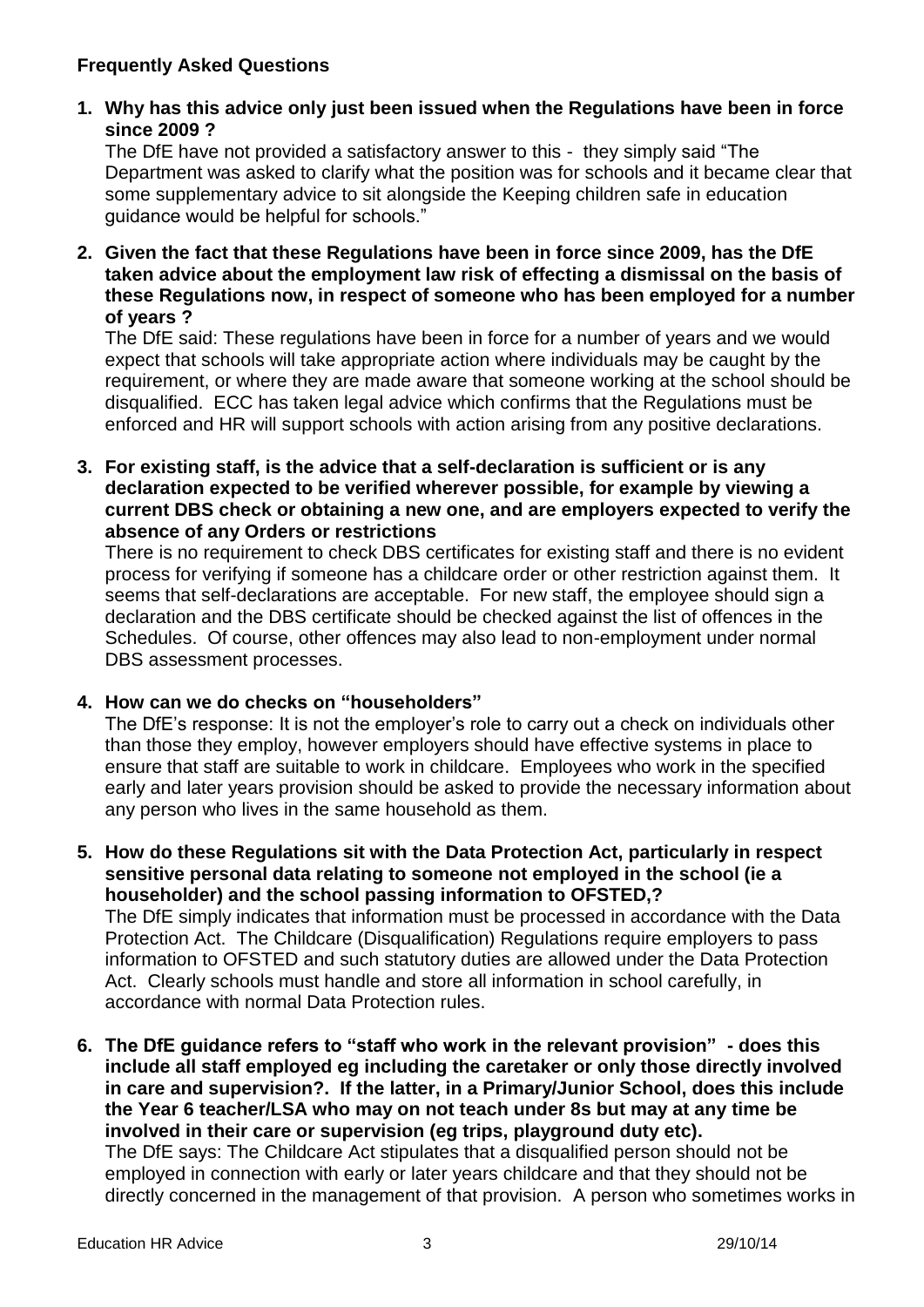### Frequently Asked Questions

1. **Why has this advice only just been issued when the Regulations have been in force since 2009 ?**

   The DfE have not provided a satisfactory answer to this - they simply said "The Department was asked to clarify what the position was for schools and it became clear that some supplementary advice to sit alongside the Keeping children safe in education guidance would be helpful for schools."

2. **Given the fact that these Regulations have been in force since 2009, has the DfE taken advice about the employment law risk of effecting a dismissal on the basis of these Regulations now, in respect of someone who has been employed for a number of years ?**

   The DfE said: These regulations have been in force for a number of years and we would expect that schools will take appropriate action where individuals may be caught by the requirement, or where they are made aware that someone working at the school should be disqualified. ECC has taken legal advice which confirms that the Regulations must be enforced and HR will support schools with action arising from any positive declarations.

3. **For existing staff, is the advice that a self-declaration is sufficient or is any declaration expected to be verified wherever possible, for example by viewing a current DBS check or obtaining a new one, and are employers expected to verify the absence of any Orders or restrictions**

   There is no requirement to check DBS certificates for existing staff and there is no evident process for verifying if someone has a childcare order or other restriction against them. It seems that self-declarations are acceptable. For new staff, the employee should sign a declaration and the DBS certificate should be checked against the list of offences in the Schedules. Of course, other offences may also lead to non-employment under normal DBS assessment processes.

4. **How can we do checks on "householders"**

   The DfE's response: It is not the employer's role to carry out a check on individuals other than those they employ, however employers should have effective systems in place to ensure that staff are suitable to work in childcare. Employees who work in the specified early and later years provision should be asked to provide the necessary information about any person who lives in the same household as them.

5. **How do these Regulations sit with the Data Protection Act, particularly in respect sensitive personal data relating to someone not employed in the school (ie a householder) and the school passing information to OFSTED,?**

   The DfE simply indicates that information must be processed in accordance with the Data Protection Act. The Childcare (Disqualification) Regulations require employers to pass information to OFSTED and such statutory duties are allowed under the Data Protection Act. Clearly schools must handle and store all information in school carefully, in accordance with normal Data Protection rules.

6. **The DfE guidance refers to "staff who work in the relevant provision" - does this include all staff employed eg including the caretaker or only those directly involved in care and supervision?. If the latter, in a Primary/Junior School, does this include the Year 6 teacher/LSA who may on not teach under 8s but may at any time be involved in their care or supervision (eg trips, playground duty etc).**

   The DfE says: The Childcare Act stipulates that a disqualified person should not be employed in connection with early or later years childcare and that they should not be directly concerned in the management of that provision. A person who sometimes works in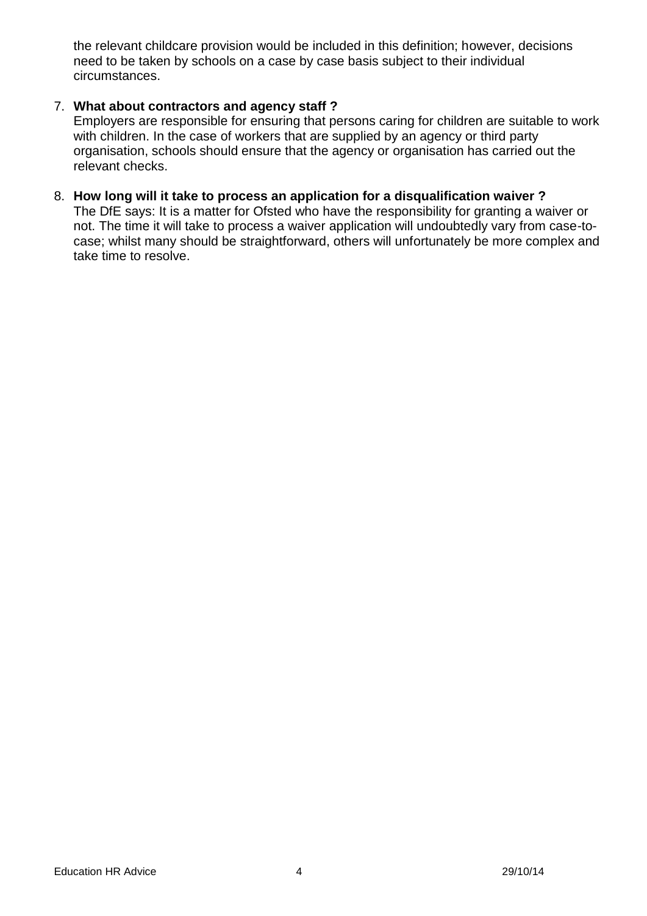the relevant childcare provision would be included in this definition; however, decisions need to be taken by schools on a case by case basis subject to their individual circumstances.

7. **What about contractors and agency staff ?**
   Employers are responsible for ensuring that persons caring for children are suitable to work with children. In the case of workers that are supplied by an agency or third party organisation, schools should ensure that the agency or organisation has carried out the relevant checks.

8. **How long will it take to process an application for a disqualification waiver ?**
   The DfE says: It is a matter for Ofsted who have the responsibility for granting a waiver or not. The time it will take to process a waiver application will undoubtedly vary from case-to-case; whilst many should be straightforward, others will unfortunately be more complex and take time to resolve.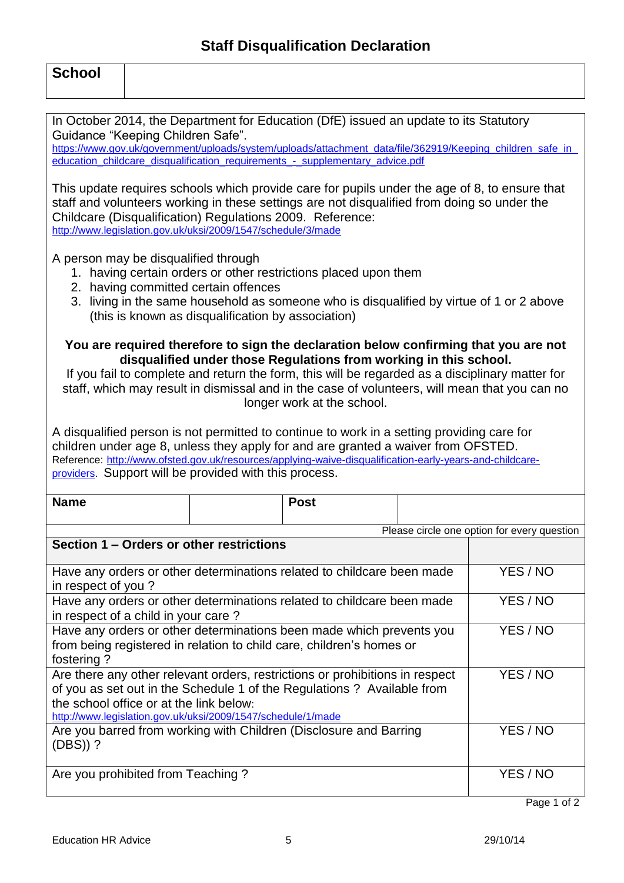## Staff Disqualification Declaration

| School | |
|---|---|

In October 2014, the Department for Education (DfE) issued an update to its Statutory Guidance "Keeping Children Safe".
https://www.gov.uk/government/uploads/system/uploads/attachment_data/file/362919/Keeping_children_safe_in_education_childcare_disqualification_requirements_-_supplementary_advice.pdf

This update requires schools which provide care for pupils under the age of 8, to ensure that staff and volunteers working in these settings are not disqualified from doing so under the Childcare (Disqualification) Regulations 2009. Reference: http://www.legislation.gov.uk/uksi/2009/1547/schedule/3/made

A person may be disqualified through

1. having certain orders or other restrictions placed upon them
2. having committed certain offences
3. living in the same household as someone who is disqualified by virtue of 1 or 2 above (this is known as disqualification by association)

**You are required therefore to sign the declaration below confirming that you are not disqualified under those Regulations from working in this school.**

If you fail to complete and return the form, this will be regarded as a disciplinary matter for staff, which may result in dismissal and in the case of volunteers, will mean that you can no longer work at the school.

A disqualified person is not permitted to continue to work in a setting providing care for children under age 8, unless they apply for and are granted a waiver from OFSTED. Reference: http://www.ofsted.gov.uk/resources/applying-waive-disqualification-early-years-and-childcare-providers. Support will be provided with this process.

| Name | | Post | |
|---|---|---|---|

Please circle one option for every question

| Section 1 – Orders or other restrictions | |
|---|---|
| Have any orders or other determinations related to childcare been made in respect of you ? | YES / NO |
| Have any orders or other determinations related to childcare been made in respect of a child in your care ? | YES / NO |
| Have any orders or other determinations been made which prevents you from being registered in relation to child care, children's homes or fostering ? | YES / NO |
| Are there any other relevant orders, restrictions or prohibitions in respect of you as set out in the Schedule 1 of the Regulations ? Available from the school office or at the link below: http://www.legislation.gov.uk/uksi/2009/1547/schedule/1/made | YES / NO |
| Are you barred from working with Children (Disclosure and Barring (DBS)) ? | YES / NO |
| Are you prohibited from Teaching ? | YES / NO |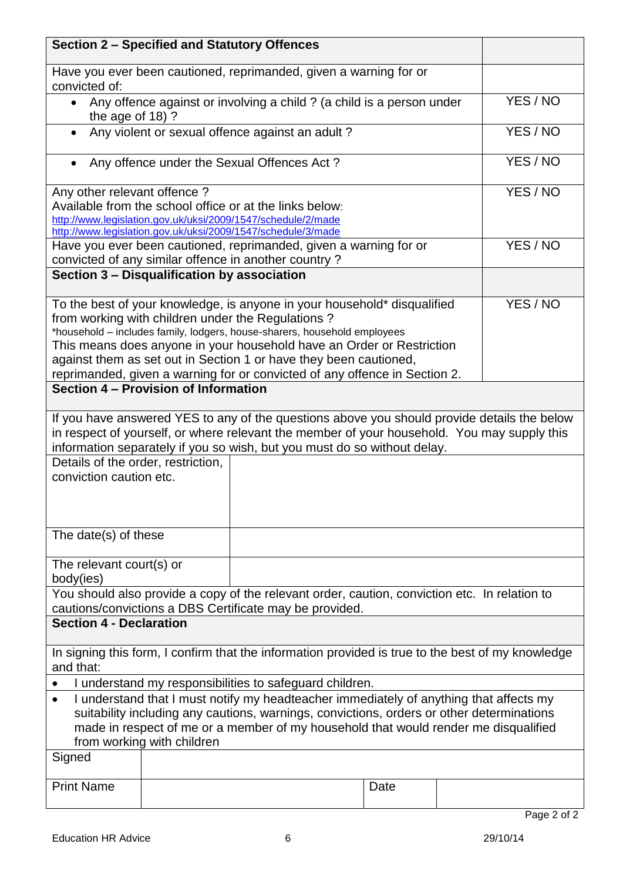| Section 2 – Specified and Statutory Offences | |
|---|---|
| Have you ever been cautioned, reprimanded, given a warning for or convicted of: | |
| • Any offence against or involving a child ? (a child is a person under the age of 18) ? | YES / NO |
| • Any violent or sexual offence against an adult ? | YES / NO |
| • Any offence under the Sexual Offences Act ? | YES / NO |
| Any other relevant offence ? Available from the school office or at the links below: http://www.legislation.gov.uk/uksi/2009/1547/schedule/2/made http://www.legislation.gov.uk/uksi/2009/1547/schedule/3/made | YES / NO |
| Have you ever been cautioned, reprimanded, given a warning for or convicted of any similar offence in another country ? | YES / NO |

| Section 3 – Disqualification by association | |
|---|---|
| To the best of your knowledge, is anyone in your household* disqualified from working with children under the Regulations ? *household – includes family, lodgers, house-sharers, household employees This means does anyone in your household have an Order or Restriction against them as set out in Section 1 or have they been cautioned, reprimanded, given a warning for or convicted of any offence in Section 2. | YES / NO |

**Section 4 – Provision of Information**

If you have answered YES to any of the questions above you should provide details the below in respect of yourself, or where relevant the member of your household. You may supply this information separately if you so wish, but you must do so without delay.

| | |
|---|---|
| Details of the order, restriction, conviction caution etc. | |
| The date(s) of these | |
| The relevant court(s) or body(ies) | |

You should also provide a copy of the relevant order, caution, conviction etc. In relation to cautions/convictions a DBS Certificate may be provided.

**Section 4 - Declaration**

In signing this form, I confirm that the information provided is true to the best of my knowledge and that:

- I understand my responsibilities to safeguard children.
- I understand that I must notify my headteacher immediately of anything that affects my suitability including any cautions, warnings, convictions, orders or other determinations made in respect of me or a member of my household that would render me disqualified from working with children

| | | | |
|---|---|---|---|
| Signed | | | |
| Print Name | | Date | |